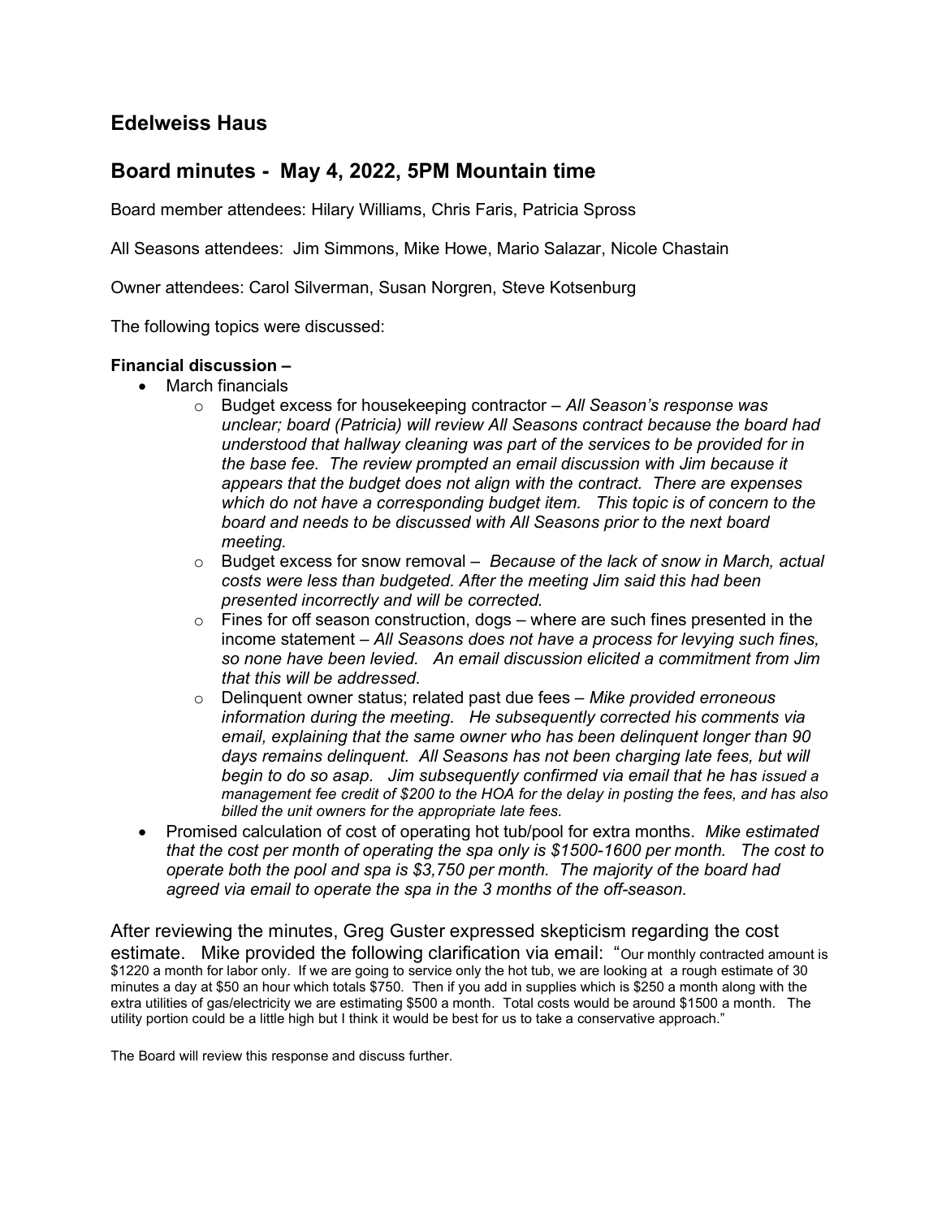## Edelweiss Haus

## Board minutes - May 4, 2022, 5PM Mountain time

Board member attendees: Hilary Williams, Chris Faris, Patricia Spross

All Seasons attendees: Jim Simmons, Mike Howe, Mario Salazar, Nicole Chastain

Owner attendees: Carol Silverman, Susan Norgren, Steve Kotsenburg

The following topics were discussed:

**Financial discussion –**

- March financials
  - Budget excess for housekeeping contractor – *All Season's response was unclear; board (Patricia) will review All Seasons contract because the board had understood that hallway cleaning was part of the services to be provided for in the base fee. The review prompted an email discussion with Jim because it appears that the budget does not align with the contract. There are expenses which do not have a corresponding budget item. This topic is of concern to the board and needs to be discussed with All Seasons prior to the next board meeting.*
  - Budget excess for snow removal – *Because of the lack of snow in March, actual costs were less than budgeted. After the meeting Jim said this had been presented incorrectly and will be corrected.*
  - Fines for off season construction, dogs – where are such fines presented in the income statement – *All Seasons does not have a process for levying such fines, so none have been levied. An email discussion elicited a commitment from Jim that this will be addressed.*
  - Delinquent owner status; related past due fees – *Mike provided erroneous information during the meeting. He subsequently corrected his comments via email, explaining that the same owner who has been delinquent longer than 90 days remains delinquent. All Seasons has not been charging late fees, but will begin to do so asap. Jim subsequently confirmed via email that he has issued a management fee credit of $200 to the HOA for the delay in posting the fees, and has also billed the unit owners for the appropriate late fees.*
- Promised calculation of cost of operating hot tub/pool for extra months. *Mike estimated that the cost per month of operating the spa only is $1500-1600 per month. The cost to operate both the pool and spa is $3,750 per month. The majority of the board had agreed via email to operate the spa in the 3 months of the off-season.*

After reviewing the minutes, Greg Guster expressed skepticism regarding the cost estimate. Mike provided the following clarification via email: "Our monthly contracted amount is $1220 a month for labor only. If we are going to service only the hot tub, we are looking at a rough estimate of 30 minutes a day at $50 an hour which totals $750. Then if you add in supplies which is $250 a month along with the extra utilities of gas/electricity we are estimating $500 a month. Total costs would be around $1500 a month. The utility portion could be a little high but I think it would be best for us to take a conservative approach."

The Board will review this response and discuss further.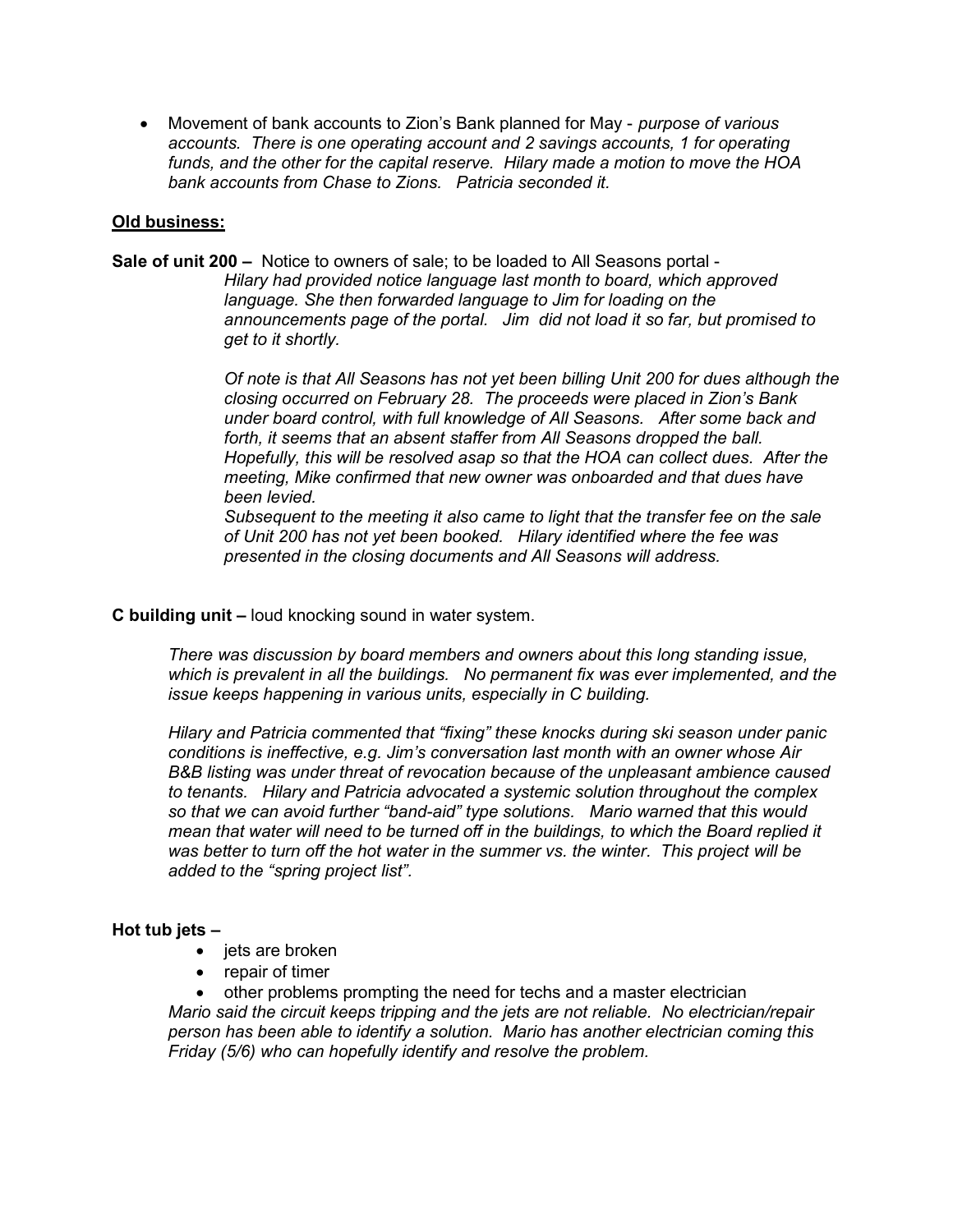- Movement of bank accounts to Zion's Bank planned for May - *purpose of various accounts. There is one operating account and 2 savings accounts, 1 for operating funds, and the other for the capital reserve. Hilary made a motion to move the HOA bank accounts from Chase to Zions. Patricia seconded it.*

**Old business:**

**Sale of unit 200 –** Notice to owners of sale; to be loaded to All Seasons portal -

*Hilary had provided notice language last month to board, which approved language. She then forwarded language to Jim for loading on the announcements page of the portal. Jim did not load it so far, but promised to get to it shortly.*

*Of note is that All Seasons has not yet been billing Unit 200 for dues although the closing occurred on February 28. The proceeds were placed in Zion's Bank under board control, with full knowledge of All Seasons. After some back and forth, it seems that an absent staffer from All Seasons dropped the ball. Hopefully, this will be resolved asap so that the HOA can collect dues. After the meeting, Mike confirmed that new owner was onboarded and that dues have been levied.*

*Subsequent to the meeting it also came to light that the transfer fee on the sale of Unit 200 has not yet been booked. Hilary identified where the fee was presented in the closing documents and All Seasons will address.*

**C building unit –** loud knocking sound in water system.

*There was discussion by board members and owners about this long standing issue, which is prevalent in all the buildings. No permanent fix was ever implemented, and the issue keeps happening in various units, especially in C building.*

*Hilary and Patricia commented that "fixing" these knocks during ski season under panic conditions is ineffective, e.g. Jim's conversation last month with an owner whose Air B&B listing was under threat of revocation because of the unpleasant ambience caused to tenants. Hilary and Patricia advocated a systemic solution throughout the complex so that we can avoid further "band-aid" type solutions. Mario warned that this would mean that water will need to be turned off in the buildings, to which the Board replied it was better to turn off the hot water in the summer vs. the winter. This project will be added to the "spring project list".*

**Hot tub jets –**

- jets are broken
- repair of timer
- other problems prompting the need for techs and a master electrician

*Mario said the circuit keeps tripping and the jets are not reliable. No electrician/repair person has been able to identify a solution. Mario has another electrician coming this Friday (5/6) who can hopefully identify and resolve the problem.*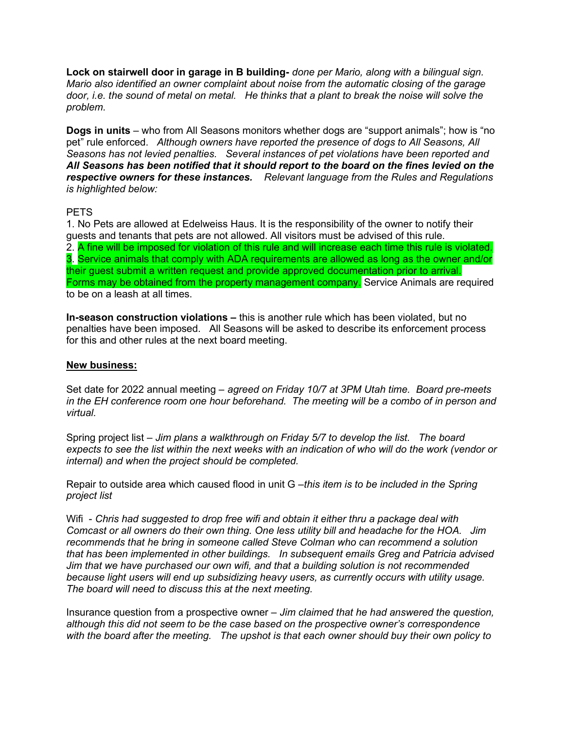**Lock on stairwell door in garage in B building-** *done per Mario, along with a bilingual sign. Mario also identified an owner complaint about noise from the automatic closing of the garage door, i.e. the sound of metal on metal. He thinks that a plant to break the noise will solve the problem.*

**Dogs in units** – who from All Seasons monitors whether dogs are "support animals"; how is "no pet" rule enforced. *Although owners have reported the presence of dogs to All Seasons, All Seasons has not levied penalties. Several instances of pet violations have been reported and* ***All Seasons has been notified that it should report to the board on the fines levied on the respective owners for these instances.*** *Relevant language from the Rules and Regulations is highlighted below:*

PETS

1. No Pets are allowed at Edelweiss Haus. It is the responsibility of the owner to notify their guests and tenants that pets are not allowed. All visitors must be advised of this rule.
2. A fine will be imposed for violation of this rule and will increase each time this rule is violated.
3. Service animals that comply with ADA requirements are allowed as long as the owner and/or their guest submit a written request and provide approved documentation prior to arrival. Forms may be obtained from the property management company. Service Animals are required to be on a leash at all times.

**In-season construction violations –** this is another rule which has been violated, but no penalties have been imposed. All Seasons will be asked to describe its enforcement process for this and other rules at the next board meeting.

**New business:**

Set date for 2022 annual meeting – *agreed on Friday 10/7 at 3PM Utah time. Board pre-meets in the EH conference room one hour beforehand. The meeting will be a combo of in person and virtual.*

Spring project list – *Jim plans a walkthrough on Friday 5/7 to develop the list. The board expects to see the list within the next weeks with an indication of who will do the work (vendor or internal) and when the project should be completed.*

Repair to outside area which caused flood in unit G –*this item is to be included in the Spring project list*

Wifi - *Chris had suggested to drop free wifi and obtain it either thru a package deal with Comcast or all owners do their own thing. One less utility bill and headache for the HOA. Jim recommends that he bring in someone called Steve Colman who can recommend a solution that has been implemented in other buildings. In subsequent emails Greg and Patricia advised Jim that we have purchased our own wifi, and that a building solution is not recommended because light users will end up subsidizing heavy users, as currently occurs with utility usage. The board will need to discuss this at the next meeting.*

Insurance question from a prospective owner – *Jim claimed that he had answered the question, although this did not seem to be the case based on the prospective owner's correspondence with the board after the meeting. The upshot is that each owner should buy their own policy to*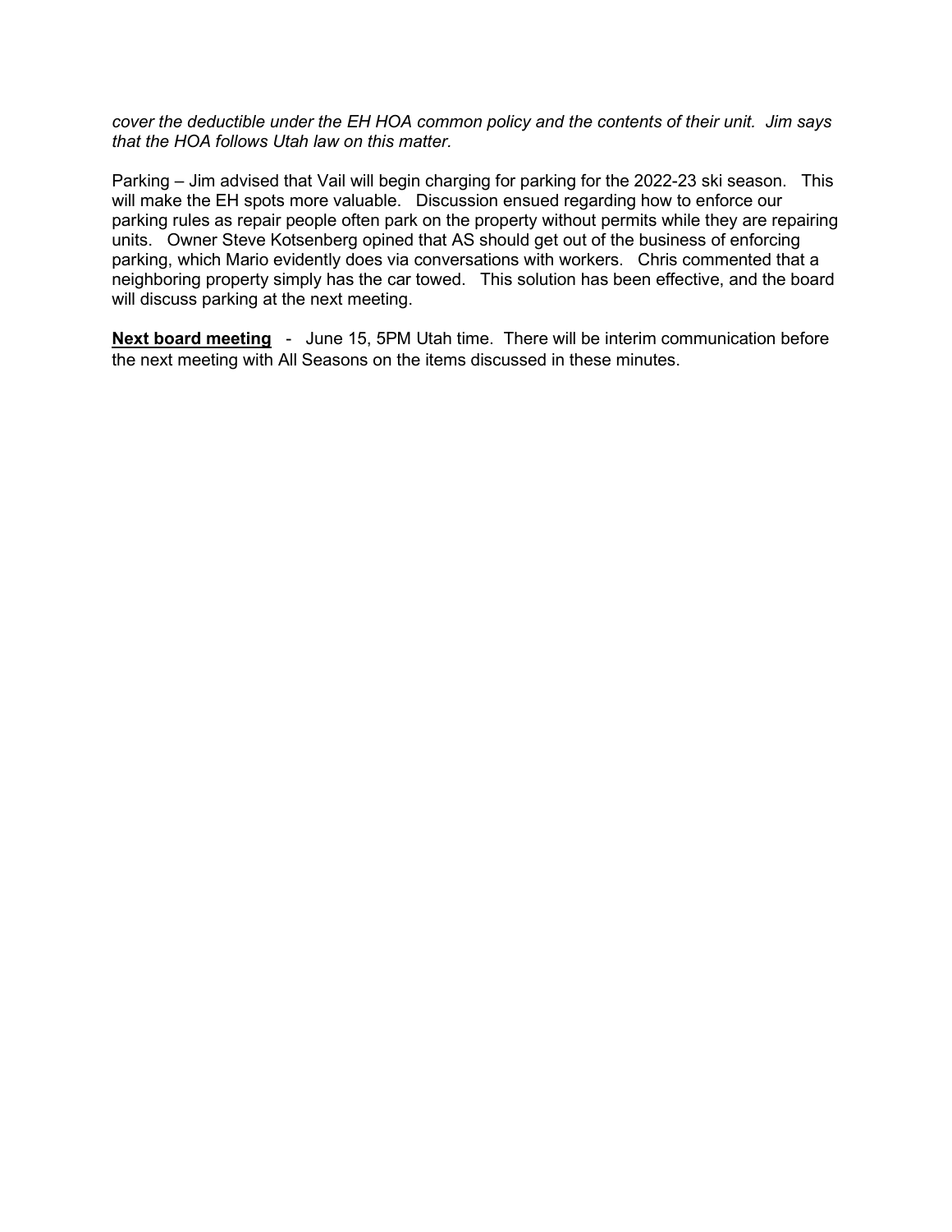*cover the deductible under the EH HOA common policy and the contents of their unit. Jim says that the HOA follows Utah law on this matter.*

Parking – Jim advised that Vail will begin charging for parking for the 2022-23 ski season. This will make the EH spots more valuable. Discussion ensued regarding how to enforce our parking rules as repair people often park on the property without permits while they are repairing units. Owner Steve Kotsenberg opined that AS should get out of the business of enforcing parking, which Mario evidently does via conversations with workers. Chris commented that a neighboring property simply has the car towed. This solution has been effective, and the board will discuss parking at the next meeting.

**<u>Next board meeting</u>** - June 15, 5PM Utah time. There will be interim communication before the next meeting with All Seasons on the items discussed in these minutes.